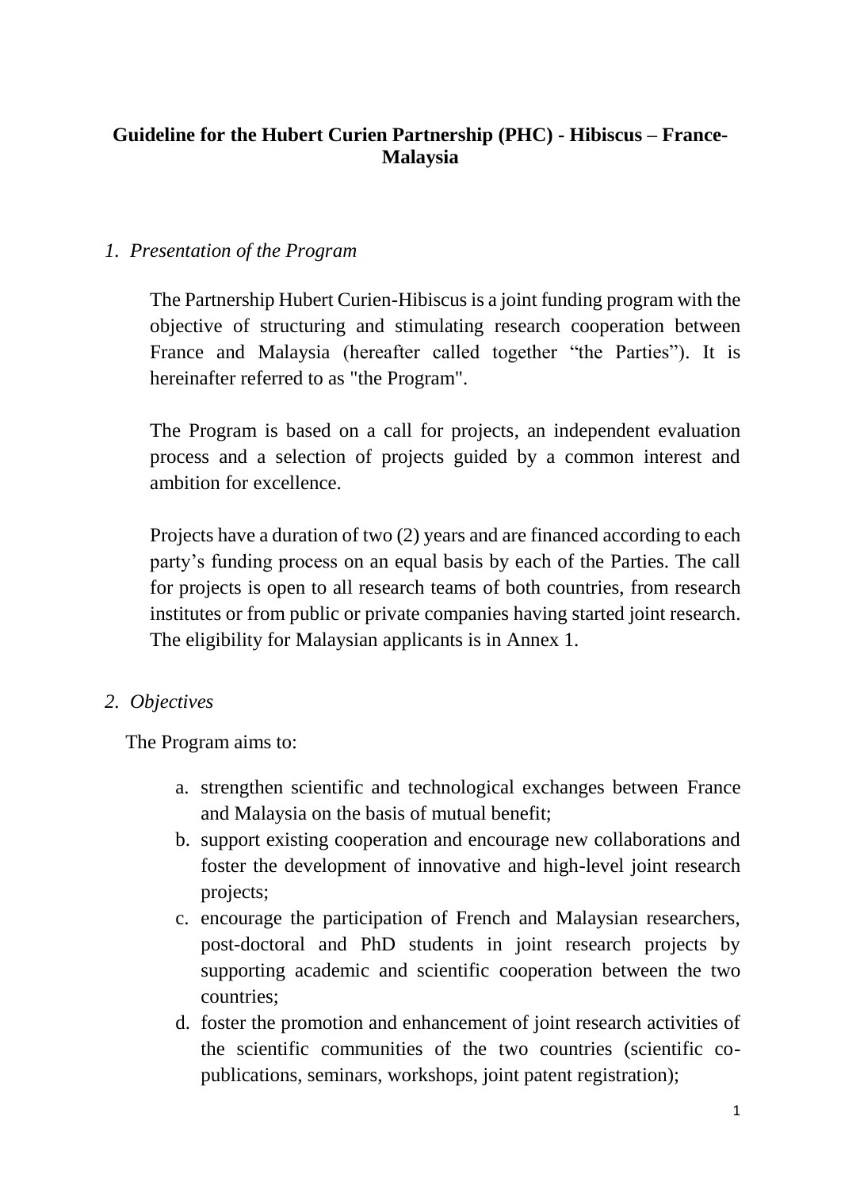# Guideline for the Hubert Curien Partnership (PHC) - Hibiscus – France-Malaysia

## *1. Presentation of the Program*

The Partnership Hubert Curien-Hibiscus is a joint funding program with the objective of structuring and stimulating research cooperation between France and Malaysia (hereafter called together "the Parties"). It is hereinafter referred to as "the Program".

The Program is based on a call for projects, an independent evaluation process and a selection of projects guided by a common interest and ambition for excellence.

Projects have a duration of two (2) years and are financed according to each party's funding process on an equal basis by each of the Parties. The call for projects is open to all research teams of both countries, from research institutes or from public or private companies having started joint research. The eligibility for Malaysian applicants is in Annex 1.

## *2. Objectives*

The Program aims to:

a. strengthen scientific and technological exchanges between France and Malaysia on the basis of mutual benefit;
b. support existing cooperation and encourage new collaborations and foster the development of innovative and high-level joint research projects;
c. encourage the participation of French and Malaysian researchers, post-doctoral and PhD students in joint research projects by supporting academic and scientific cooperation between the two countries;
d. foster the promotion and enhancement of joint research activities of the scientific communities of the two countries (scientific co-publications, seminars, workshops, joint patent registration);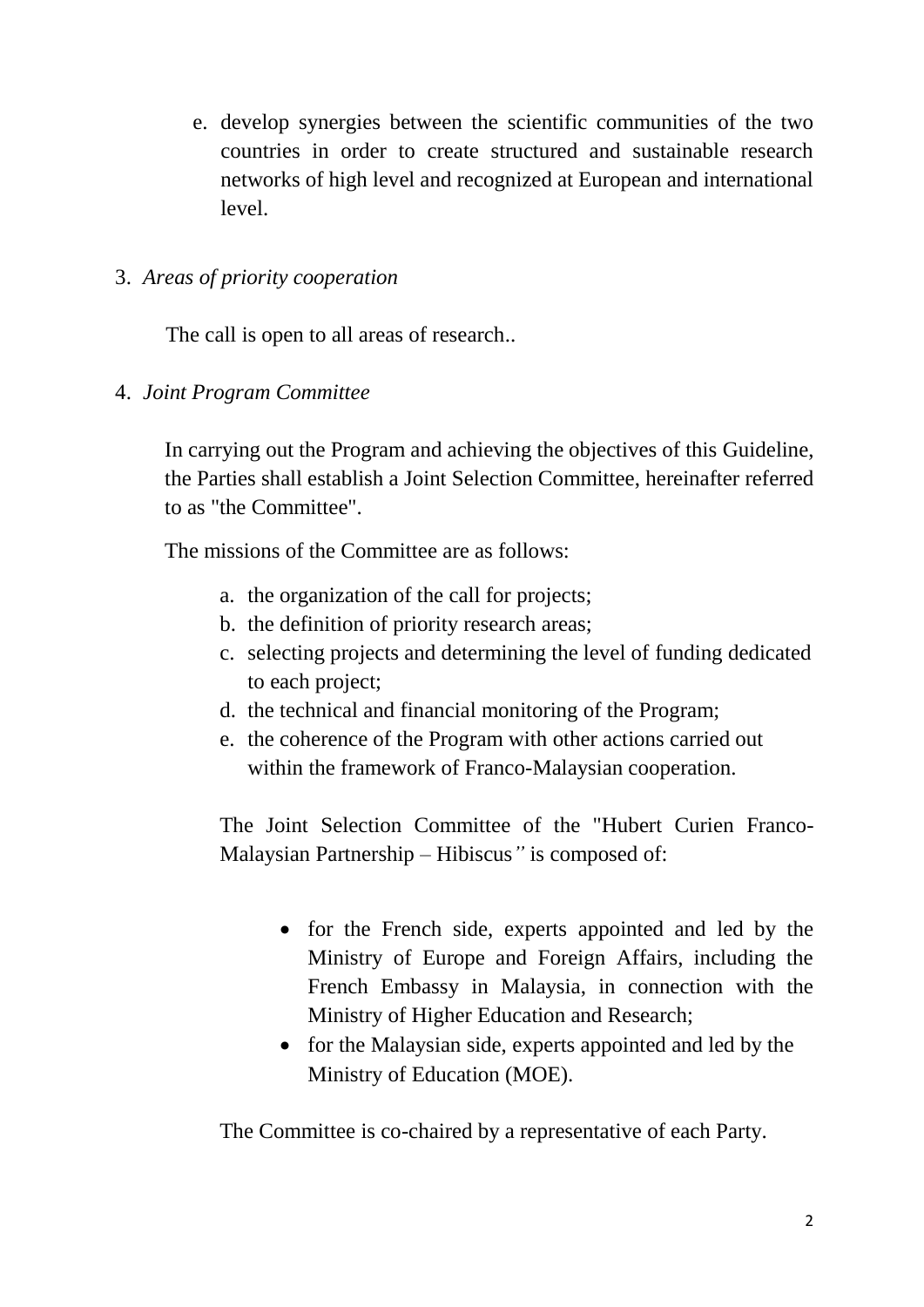e. develop synergies between the scientific communities of the two countries in order to create structured and sustainable research networks of high level and recognized at European and international level.

3. *Areas of priority cooperation*

The call is open to all areas of research..

4. *Joint Program Committee*

In carrying out the Program and achieving the objectives of this Guideline, the Parties shall establish a Joint Selection Committee, hereinafter referred to as "the Committee".

The missions of the Committee are as follows:

a. the organization of the call for projects;
b. the definition of priority research areas;
c. selecting projects and determining the level of funding dedicated to each project;
d. the technical and financial monitoring of the Program;
e. the coherence of the Program with other actions carried out within the framework of Franco-Malaysian cooperation.

The Joint Selection Committee of the "Hubert Curien Franco-Malaysian Partnership – Hibiscus*"* is composed of:

- for the French side, experts appointed and led by the Ministry of Europe and Foreign Affairs, including the French Embassy in Malaysia, in connection with the Ministry of Higher Education and Research;
- for the Malaysian side, experts appointed and led by the Ministry of Education (MOE).

The Committee is co-chaired by a representative of each Party.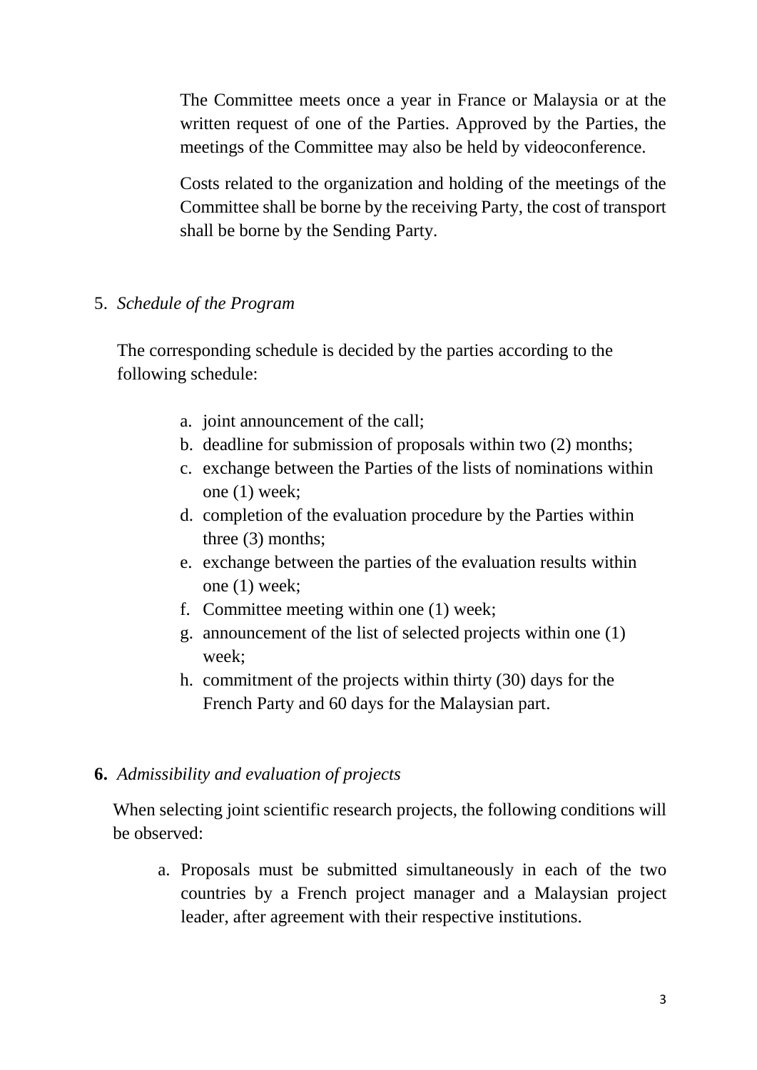The Committee meets once a year in France or Malaysia or at the written request of one of the Parties. Approved by the Parties, the meetings of the Committee may also be held by videoconference.

Costs related to the organization and holding of the meetings of the Committee shall be borne by the receiving Party, the cost of transport shall be borne by the Sending Party.

5. *Schedule of the Program*

The corresponding schedule is decided by the parties according to the following schedule:

a. joint announcement of the call;
b. deadline for submission of proposals within two (2) months;
c. exchange between the Parties of the lists of nominations within one (1) week;
d. completion of the evaluation procedure by the Parties within three (3) months;
e. exchange between the parties of the evaluation results within one (1) week;
f. Committee meeting within one (1) week;
g. announcement of the list of selected projects within one (1) week;
h. commitment of the projects within thirty (30) days for the French Party and 60 days for the Malaysian part.

**6.** *Admissibility and evaluation of projects*

When selecting joint scientific research projects, the following conditions will be observed:

a. Proposals must be submitted simultaneously in each of the two countries by a French project manager and a Malaysian project leader, after agreement with their respective institutions.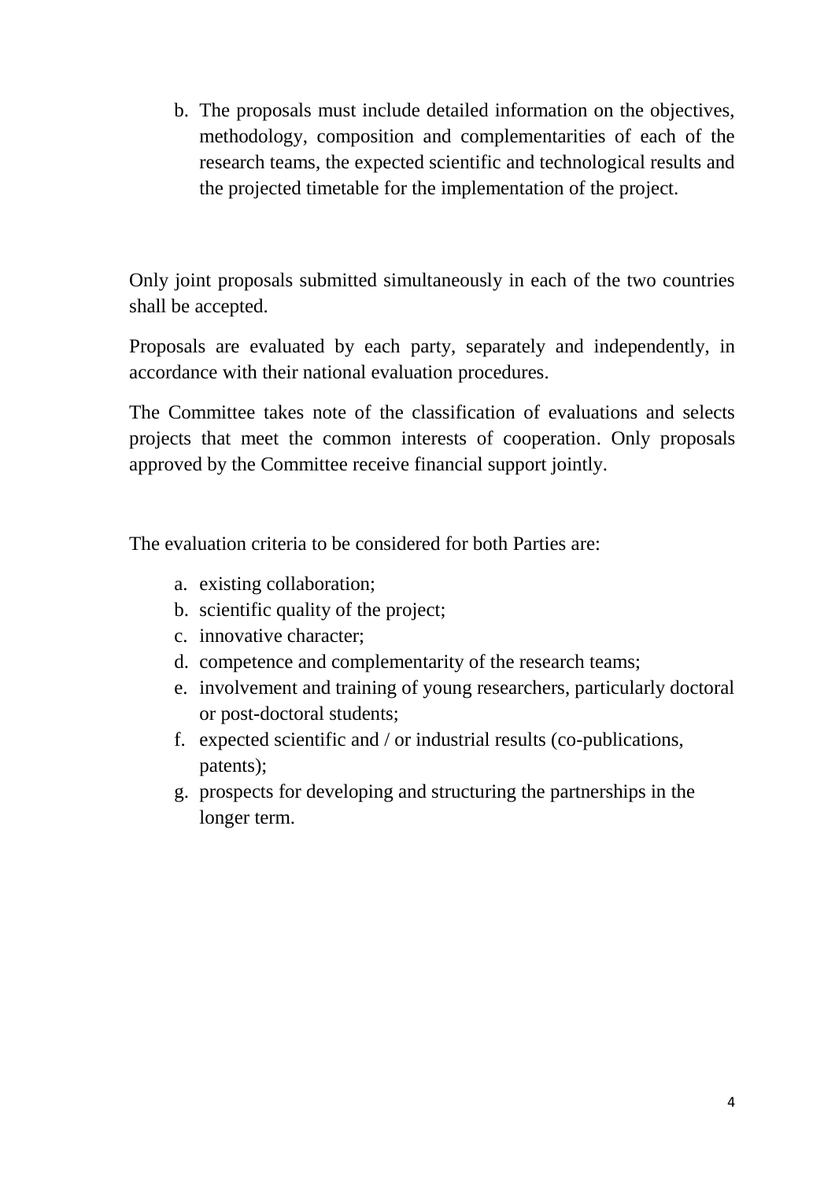b. The proposals must include detailed information on the objectives, methodology, composition and complementarities of each of the research teams, the expected scientific and technological results and the projected timetable for the implementation of the project.

Only joint proposals submitted simultaneously in each of the two countries shall be accepted.

Proposals are evaluated by each party, separately and independently, in accordance with their national evaluation procedures.

The Committee takes note of the classification of evaluations and selects projects that meet the common interests of cooperation. Only proposals approved by the Committee receive financial support jointly.

The evaluation criteria to be considered for both Parties are:

a. existing collaboration;
b. scientific quality of the project;
c. innovative character;
d. competence and complementarity of the research teams;
e. involvement and training of young researchers, particularly doctoral or post-doctoral students;
f. expected scientific and / or industrial results (co-publications, patents);
g. prospects for developing and structuring the partnerships in the longer term.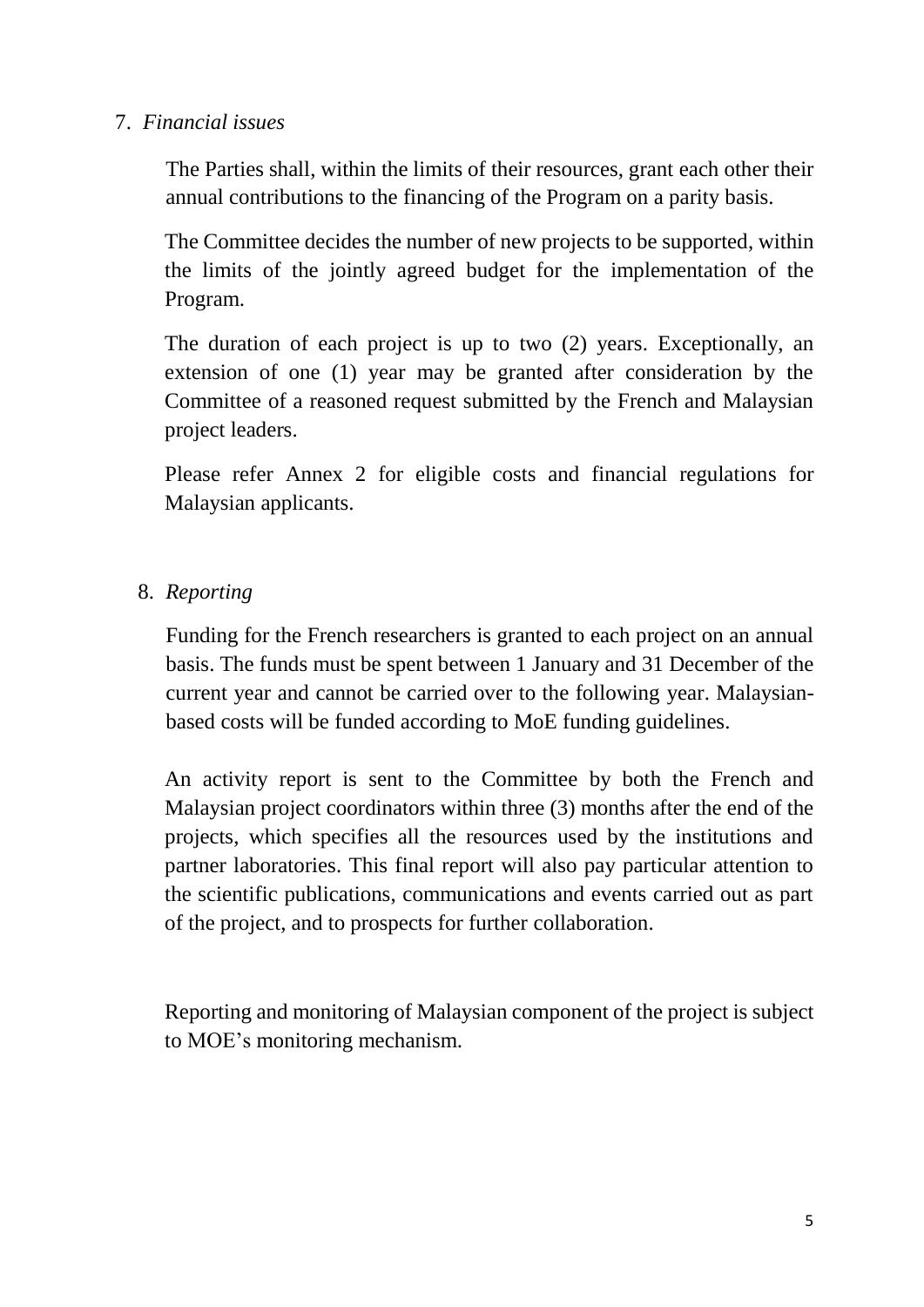7. *Financial issues*

The Parties shall, within the limits of their resources, grant each other their annual contributions to the financing of the Program on a parity basis.

The Committee decides the number of new projects to be supported, within the limits of the jointly agreed budget for the implementation of the Program.

The duration of each project is up to two (2) years. Exceptionally, an extension of one (1) year may be granted after consideration by the Committee of a reasoned request submitted by the French and Malaysian project leaders.

Please refer Annex 2 for eligible costs and financial regulations for Malaysian applicants.

8. *Reporting*

Funding for the French researchers is granted to each project on an annual basis. The funds must be spent between 1 January and 31 December of the current year and cannot be carried over to the following year. Malaysian-based costs will be funded according to MoE funding guidelines.

An activity report is sent to the Committee by both the French and Malaysian project coordinators within three (3) months after the end of the projects, which specifies all the resources used by the institutions and partner laboratories. This final report will also pay particular attention to the scientific publications, communications and events carried out as part of the project, and to prospects for further collaboration.

Reporting and monitoring of Malaysian component of the project is subject to MOE's monitoring mechanism.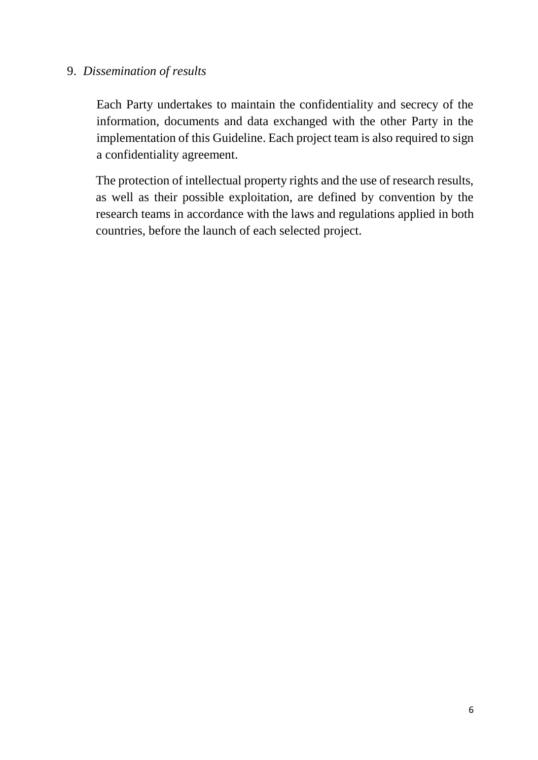## 9. *Dissemination of results*

Each Party undertakes to maintain the confidentiality and secrecy of the information, documents and data exchanged with the other Party in the implementation of this Guideline. Each project team is also required to sign a confidentiality agreement.

The protection of intellectual property rights and the use of research results, as well as their possible exploitation, are defined by convention by the research teams in accordance with the laws and regulations applied in both countries, before the launch of each selected project.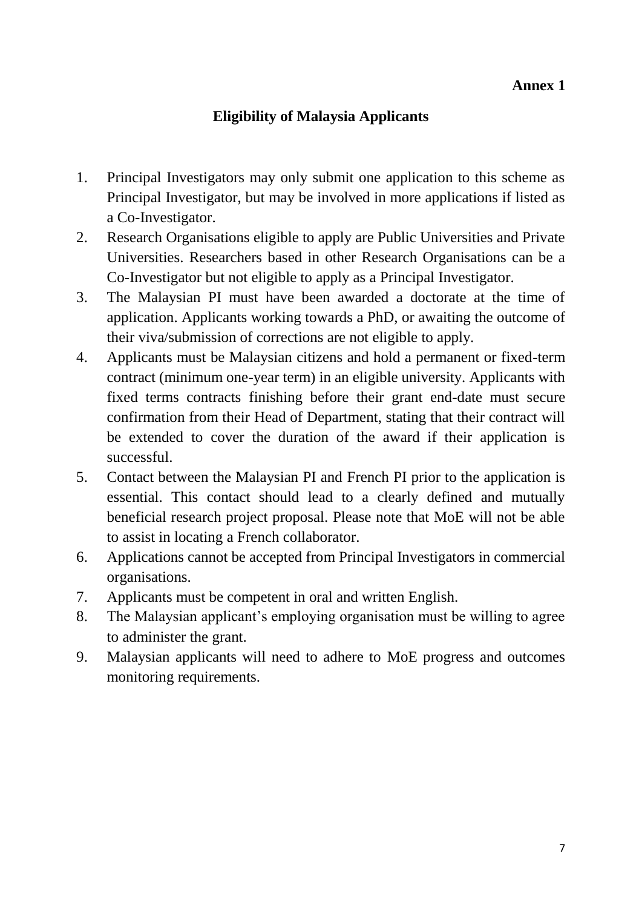**Annex 1**

## Eligibility of Malaysia Applicants

1. Principal Investigators may only submit one application to this scheme as Principal Investigator, but may be involved in more applications if listed as a Co-Investigator.
2. Research Organisations eligible to apply are Public Universities and Private Universities. Researchers based in other Research Organisations can be a Co-Investigator but not eligible to apply as a Principal Investigator.
3. The Malaysian PI must have been awarded a doctorate at the time of application. Applicants working towards a PhD, or awaiting the outcome of their viva/submission of corrections are not eligible to apply.
4. Applicants must be Malaysian citizens and hold a permanent or fixed-term contract (minimum one-year term) in an eligible university. Applicants with fixed terms contracts finishing before their grant end-date must secure confirmation from their Head of Department, stating that their contract will be extended to cover the duration of the award if their application is successful.
5. Contact between the Malaysian PI and French PI prior to the application is essential. This contact should lead to a clearly defined and mutually beneficial research project proposal. Please note that MoE will not be able to assist in locating a French collaborator.
6. Applications cannot be accepted from Principal Investigators in commercial organisations.
7. Applicants must be competent in oral and written English.
8. The Malaysian applicant's employing organisation must be willing to agree to administer the grant.
9. Malaysian applicants will need to adhere to MoE progress and outcomes monitoring requirements.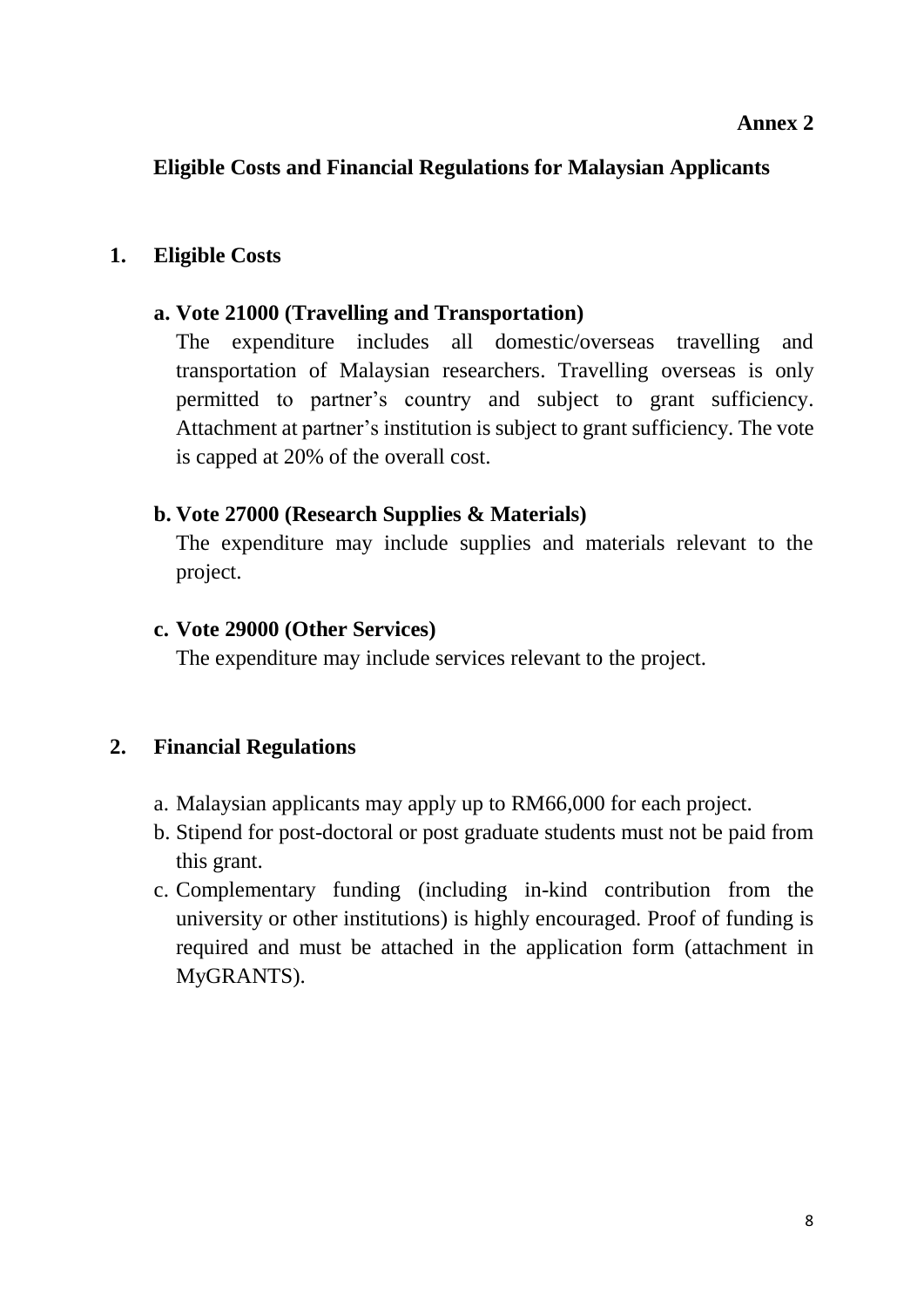**Annex 2**

# Eligible Costs and Financial Regulations for Malaysian Applicants

## 1. Eligible Costs

### a. Vote 21000 (Travelling and Transportation)

The expenditure includes all domestic/overseas travelling and transportation of Malaysian researchers. Travelling overseas is only permitted to partner's country and subject to grant sufficiency. Attachment at partner's institution is subject to grant sufficiency. The vote is capped at 20% of the overall cost.

### b. Vote 27000 (Research Supplies & Materials)

The expenditure may include supplies and materials relevant to the project.

### c. Vote 29000 (Other Services)

The expenditure may include services relevant to the project.

## 2. Financial Regulations

a. Malaysian applicants may apply up to RM66,000 for each project.

b. Stipend for post-doctoral or post graduate students must not be paid from this grant.

c. Complementary funding (including in-kind contribution from the university or other institutions) is highly encouraged. Proof of funding is required and must be attached in the application form (attachment in MyGRANTS).